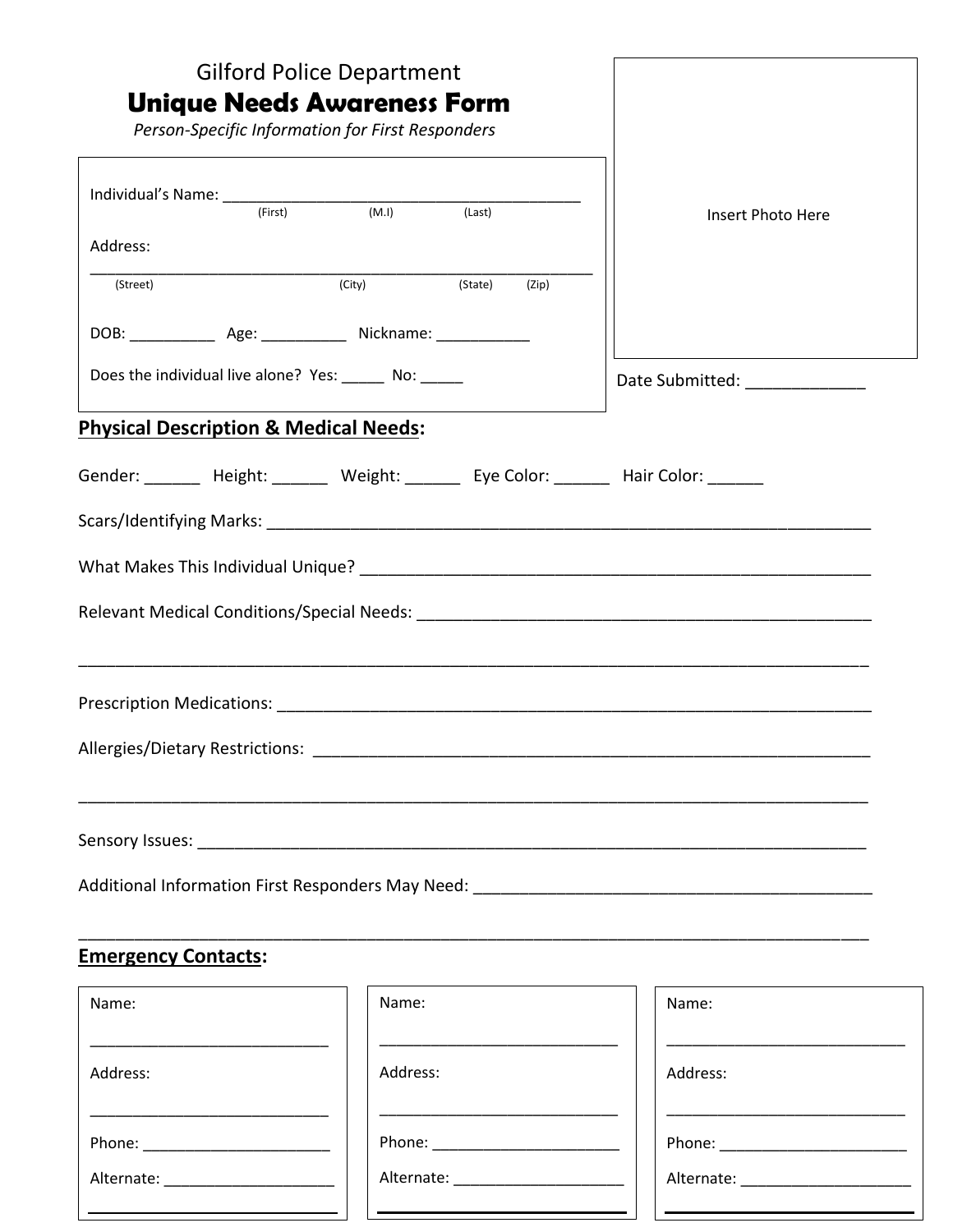Gilford Police Department

# Unique Needs Awareness Form

*Person-Specific Information for First Responders*

Individual's Name: ___________________________________________
(First) (M.I) (Last)

Address:
_____________________________________________________________
(Street) (City) (State) (Zip)

DOB: __________ Age: __________ Nickname: ___________

Does the individual live alone? Yes: _____ No: _____

Insert Photo Here

Date Submitted: _____________

## Physical Description & Medical Needs:

Gender: ______ Height: ______ Weight: ______ Eye Color: ______ Hair Color: ______

Scars/Identifying Marks: _____________________________________________________________________

What Makes This Individual Unique? ___________________________________________________________

Relevant Medical Conditions/Special Needs: ____________________________________________________

_____________________________________________________________________________________

Prescription Medications: ______________________________________________________________

Allergies/Dietary Restrictions: ______________________________________________________________

_____________________________________________________________________________________

Sensory Issues: ___________________________________________________________________________

Additional Information First Responders May Need: _____________________________________________

_____________________________________________________________________________________

## Emergency Contacts:

| | | |
|---|---|---|
| Name: ___________________________ | Name: ___________________________ | Name: ___________________________ |
| Address: ___________________________ | Address: ___________________________ | Address: ___________________________ |
| Phone: ______________________ | Phone: ______________________ | Phone: ______________________ |
| Alternate: ____________________ | Alternate: ____________________ | Alternate: ____________________ |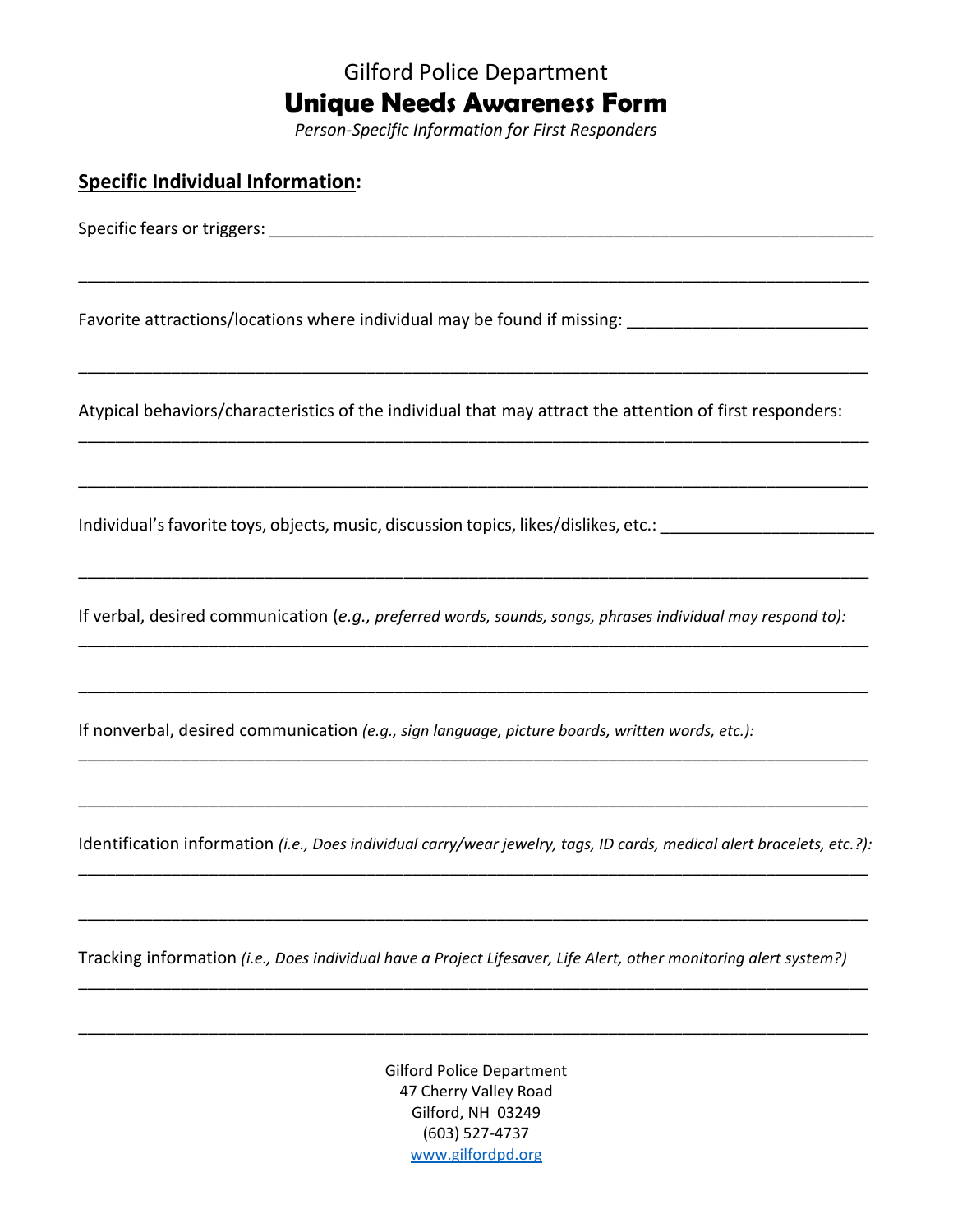Gilford Police Department

# Unique Needs Awareness Form

*Person-Specific Information for First Responders*

## **Specific Individual Information:**

Specific fears or triggers: ____________________________________________________________

________________________________________________________________________________

Favorite attractions/locations where individual may be found if missing: ________________________

________________________________________________________________________________

Atypical behaviors/characteristics of the individual that may attract the attention of first responders:

________________________________________________________________________________

________________________________________________________________________________

Individual's favorite toys, objects, music, discussion topics, likes/dislikes, etc.: ______________________

________________________________________________________________________________

If verbal, desired communication (*e.g., preferred words, sounds, songs, phrases individual may respond to):*

________________________________________________________________________________

________________________________________________________________________________

If nonverbal, desired communication *(e.g., sign language, picture boards, written words, etc.):*

________________________________________________________________________________

________________________________________________________________________________

Identification information *(i.e., Does individual carry/wear jewelry, tags, ID cards, medical alert bracelets, etc.?):*

________________________________________________________________________________

________________________________________________________________________________

Tracking information *(i.e., Does individual have a Project Lifesaver, Life Alert, other monitoring alert system?)*

________________________________________________________________________________

________________________________________________________________________________

Gilford Police Department
47 Cherry Valley Road
Gilford, NH 03249
(603) 527-4737
www.gilfordpd.org